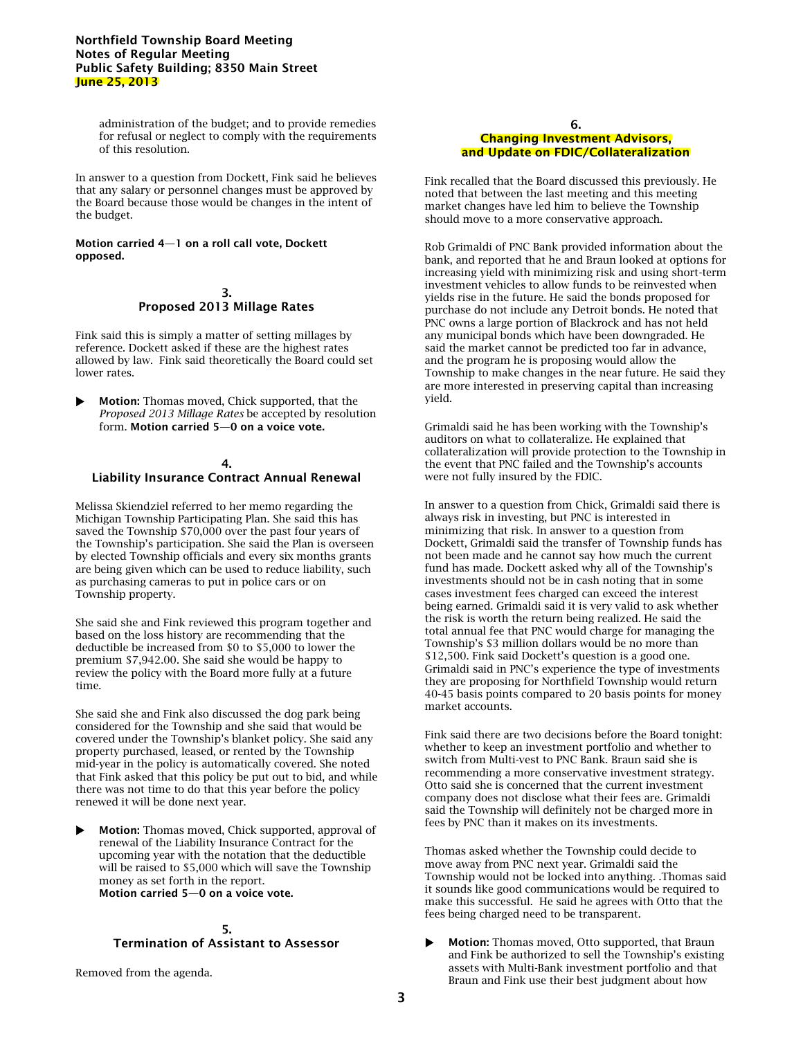administration of the budget; and to provide remedies for refusal or neglect to comply with the requirements of this resolution.

In answer to a question from Dockett, Fink said he believes that any salary or personnel changes must be approved by the Board because those would be changes in the intent of the budget.

**Motion carried 4—1 on a roll call vote, Dockett opposed.**

### 3.
### Proposed 2013 Millage Rates

Fink said this is simply a matter of setting millages by reference. Dockett asked if these are the highest rates allowed by law. Fink said theoretically the Board could set lower rates.

- **Motion:** Thomas moved, Chick supported, that the *Proposed 2013 Millage Rates* be accepted by resolution form. **Motion carried 5—0 on a voice vote.**

### 4.
### Liability Insurance Contract Annual Renewal

Melissa Skiendziel referred to her memo regarding the Michigan Township Participating Plan. She said this has saved the Township $70,000 over the past four years of the Township's participation. She said the Plan is overseen by elected Township officials and every six months grants are being given which can be used to reduce liability, such as purchasing cameras to put in police cars or on Township property.

She said she and Fink reviewed this program together and based on the loss history are recommending that the deductible be increased from $0 to $5,000 to lower the premium $7,942.00. She said she would be happy to review the policy with the Board more fully at a future time.

She said she and Fink also discussed the dog park being considered for the Township and she said that would be covered under the Township's blanket policy. She said any property purchased, leased, or rented by the Township mid-year in the policy is automatically covered. She noted that Fink asked that this policy be put out to bid, and while there was not time to do that this year before the policy renewed it will be done next year.

- **Motion:** Thomas moved, Chick supported, approval of renewal of the Liability Insurance Contract for the upcoming year with the notation that the deductible will be raised to $5,000 which will save the Township money as set forth in the report.
  **Motion carried 5—0 on a voice vote.**

### 5.
### Termination of Assistant to Assessor

Removed from the agenda.

### 6.
### Changing Investment Advisors, and Update on FDIC/Collateralization

Fink recalled that the Board discussed this previously. He noted that between the last meeting and this meeting market changes have led him to believe the Township should move to a more conservative approach.

Rob Grimaldi of PNC Bank provided information about the bank, and reported that he and Braun looked at options for increasing yield with minimizing risk and using short-term investment vehicles to allow funds to be reinvested when yields rise in the future. He said the bonds proposed for purchase do not include any Detroit bonds. He noted that PNC owns a large portion of Blackrock and has not held any municipal bonds which have been downgraded. He said the market cannot be predicted too far in advance, and the program he is proposing would allow the Township to make changes in the near future. He said they are more interested in preserving capital than increasing yield.

Grimaldi said he has been working with the Township's auditors on what to collateralize. He explained that collateralization will provide protection to the Township in the event that PNC failed and the Township's accounts were not fully insured by the FDIC.

In answer to a question from Chick, Grimaldi said there is always risk in investing, but PNC is interested in minimizing that risk. In answer to a question from Dockett, Grimaldi said the transfer of Township funds has not been made and he cannot say how much the current fund has made. Dockett asked why all of the Township's investments should not be in cash noting that in some cases investment fees charged can exceed the interest being earned. Grimaldi said it is very valid to ask whether the risk is worth the return being realized. He said the total annual fee that PNC would charge for managing the Township's $3 million dollars would be no more than $12,500. Fink said Dockett's question is a good one. Grimaldi said in PNC's experience the type of investments they are proposing for Northfield Township would return 40-45 basis points compared to 20 basis points for money market accounts.

Fink said there are two decisions before the Board tonight: whether to keep an investment portfolio and whether to switch from Multi-vest to PNC Bank. Braun said she is recommending a more conservative investment strategy. Otto said she is concerned that the current investment company does not disclose what their fees are. Grimaldi said the Township will definitely not be charged more in fees by PNC than it makes on its investments.

Thomas asked whether the Township could decide to move away from PNC next year. Grimaldi said the Township would not be locked into anything. .Thomas said it sounds like good communications would be required to make this successful. He said he agrees with Otto that the fees being charged need to be transparent.

- **Motion:** Thomas moved, Otto supported, that Braun and Fink be authorized to sell the Township's existing assets with Multi-Bank investment portfolio and that Braun and Fink use their best judgment about how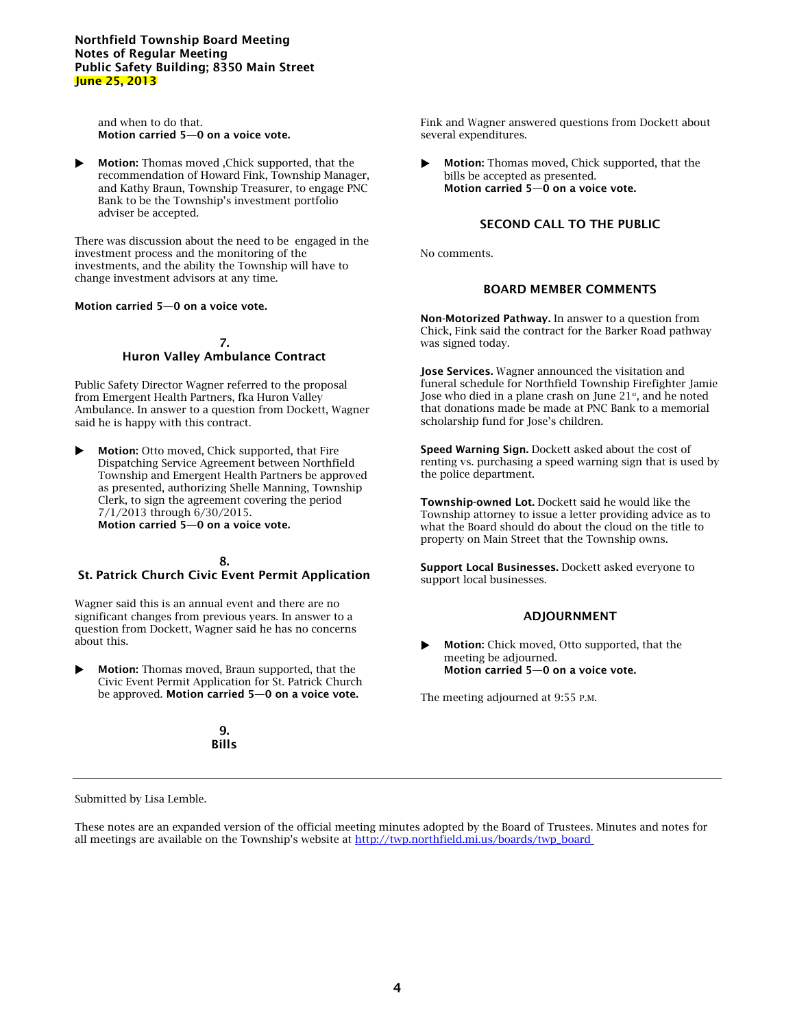and when to do that.
**Motion carried 5—0 on a voice vote.**

- **Motion:** Thomas moved ,Chick supported, that the recommendation of Howard Fink, Township Manager, and Kathy Braun, Township Treasurer, to engage PNC Bank to be the Township's investment portfolio adviser be accepted.

There was discussion about the need to be engaged in the investment process and the monitoring of the investments, and the ability the Township will have to change investment advisors at any time.

**Motion carried 5—0 on a voice vote.**

## 7. Huron Valley Ambulance Contract

Public Safety Director Wagner referred to the proposal from Emergent Health Partners, fka Huron Valley Ambulance. In answer to a question from Dockett, Wagner said he is happy with this contract.

- **Motion:** Otto moved, Chick supported, that Fire Dispatching Service Agreement between Northfield Township and Emergent Health Partners be approved as presented, authorizing Shelle Manning, Township Clerk, to sign the agreement covering the period 7/1/2013 through 6/30/2015.
**Motion carried 5—0 on a voice vote.**

## 8. St. Patrick Church Civic Event Permit Application

Wagner said this is an annual event and there are no significant changes from previous years. In answer to a question from Dockett, Wagner said he has no concerns about this.

- **Motion:** Thomas moved, Braun supported, that the Civic Event Permit Application for St. Patrick Church be approved. **Motion carried 5—0 on a voice vote.**

## 9. Bills

Fink and Wagner answered questions from Dockett about several expenditures.

- **Motion:** Thomas moved, Chick supported, that the bills be accepted as presented.
**Motion carried 5—0 on a voice vote.**

## SECOND CALL TO THE PUBLIC

No comments.

## BOARD MEMBER COMMENTS

**Non-Motorized Pathway.** In answer to a question from Chick, Fink said the contract for the Barker Road pathway was signed today.

**Jose Services.** Wagner announced the visitation and funeral schedule for Northfield Township Firefighter Jamie Jose who died in a plane crash on June 21st, and he noted that donations made be made at PNC Bank to a memorial scholarship fund for Jose's children.

**Speed Warning Sign.** Dockett asked about the cost of renting vs. purchasing a speed warning sign that is used by the police department.

**Township-owned Lot.** Dockett said he would like the Township attorney to issue a letter providing advice as to what the Board should do about the cloud on the title to property on Main Street that the Township owns.

**Support Local Businesses.** Dockett asked everyone to support local businesses.

## ADJOURNMENT

- **Motion:** Chick moved, Otto supported, that the meeting be adjourned.
**Motion carried 5—0 on a voice vote.**

The meeting adjourned at 9:55 P.M.

---

Submitted by Lisa Lemble.

These notes are an expanded version of the official meeting minutes adopted by the Board of Trustees. Minutes and notes for all meetings are available on the Township's website at http://twp.northfield.mi.us/boards/twp_board